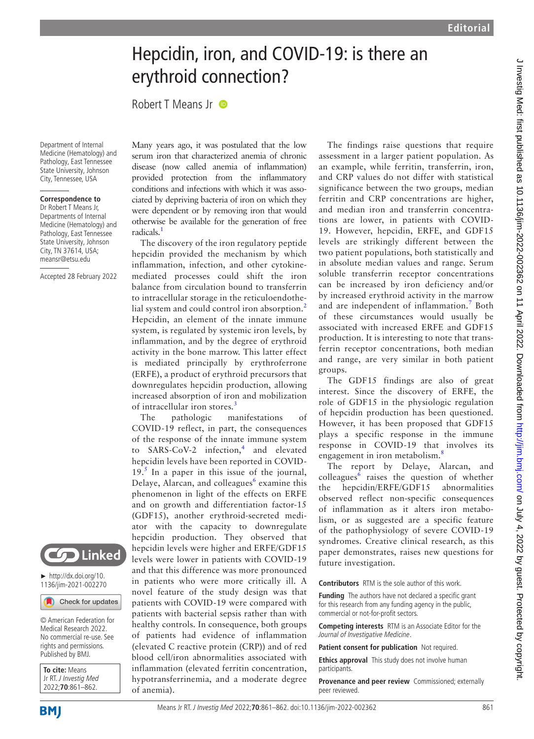# Hepcidin, iron, and COVID-19: is there an erythroid connection?

Robert T Means Jr

Department of Internal Medicine (Hematology) and Pathology, East Tennessee State University, Johnson City, Tennessee, USA

**Correspondence to**
Dr Robert T Means Jr, Departments of Internal Medicine (Hematology) and Pathology, East Tennessee State University, Johnson City, TN 37614, USA; meansr@etsu.edu

Accepted 28 February 2022

► http://dx.doi.org/10.1136/jim-2021-002270

© American Federation for Medical Research 2022. No commercial re-use. See rights and permissions. Published by BMJ.

**To cite:** Means Jr RT. *J Investig Med* 2022;**70**:861–862.

Many years ago, it was postulated that the low serum iron that characterized anemia of chronic disease (now called anemia of inflammation) provided protection from the inflammatory conditions and infections with which it was associated by depriving bacteria of iron on which they were dependent or by removing iron that would otherwise be available for the generation of free radicals.[1]

The discovery of the iron regulatory peptide hepcidin provided the mechanism by which inflammation, infection, and other cytokine-mediated processes could shift the iron balance from circulation bound to transferrin to intracellular storage in the reticuloendothelial system and could control iron absorption.[2] Hepcidin, an element of the innate immune system, is regulated by systemic iron levels, by inflammation, and by the degree of erythroid activity in the bone marrow. This latter effect is mediated principally by erythroferrone (ERFE), a product of erythroid precursors that downregulates hepcidin production, allowing increased absorption of iron and mobilization of intracellular iron stores.[3]

The pathologic manifestations of COVID-19 reflect, in part, the consequences of the response of the innate immune system to SARS-CoV-2 infection,[4] and elevated hepcidin levels have been reported in COVID-19.[5] In a paper in this issue of the journal, Delaye, Alarcan, and colleagues[6] examine this phenomenon in light of the effects on ERFE and on growth and differentiation factor-15 (GDF15), another erythroid-secreted mediator with the capacity to downregulate hepcidin production. They observed that hepcidin levels were higher and ERFE/GDF15 levels were lower in patients with COVID-19 and that this difference was more pronounced in patients who were more critically ill. A novel feature of the study design was that patients with COVID-19 were compared with patients with bacterial sepsis rather than with healthy controls. In consequence, both groups of patients had evidence of inflammation (elevated C reactive protein (CRP)) and of red blood cell/iron abnormalities associated with inflammation (elevated ferritin concentration, hypotransferrinemia, and a moderate degree of anemia).

The findings raise questions that require assessment in a larger patient population. As an example, while ferritin, transferrin, iron, and CRP values do not differ with statistical significance between the two groups, median ferritin and CRP concentrations are higher, and median iron and transferrin concentrations are lower, in patients with COVID-19. However, hepcidin, ERFE, and GDF15 levels are strikingly different between the two patient populations, both statistically and in absolute median values and range. Serum soluble transferrin receptor concentrations can be increased by iron deficiency and/or by increased erythroid activity in the marrow and are independent of inflammation.[7] Both of these circumstances would usually be associated with increased ERFE and GDF15 production. It is interesting to note that transferrin receptor concentrations, both median and range, are very similar in both patient groups.

The GDF15 findings are also of great interest. Since the discovery of ERFE, the role of GDF15 in the physiologic regulation of hepcidin production has been questioned. However, it has been proposed that GDF15 plays a specific response in the immune response in COVID-19 that involves its engagement in iron metabolism.[8]

The report by Delaye, Alarcan, and colleagues[6] raises the question of whether the hepcidin/ERFE/GDF15 abnormalities observed reflect non-specific consequences of inflammation as it alters iron metabolism, or as suggested are a specific feature of the pathophysiology of severe COVID-19 syndromes. Creative clinical research, as this paper demonstrates, raises new questions for future investigation.

**Contributors** RTM is the sole author of this work.

**Funding** The authors have not declared a specific grant for this research from any funding agency in the public, commercial or not-for-profit sectors.

**Competing interests** RTM is an Associate Editor for the *Journal of Investigative Medicine*.

**Patient consent for publication** Not required.

**Ethics approval** This study does not involve human participants.

**Provenance and peer review** Commissioned; externally peer reviewed.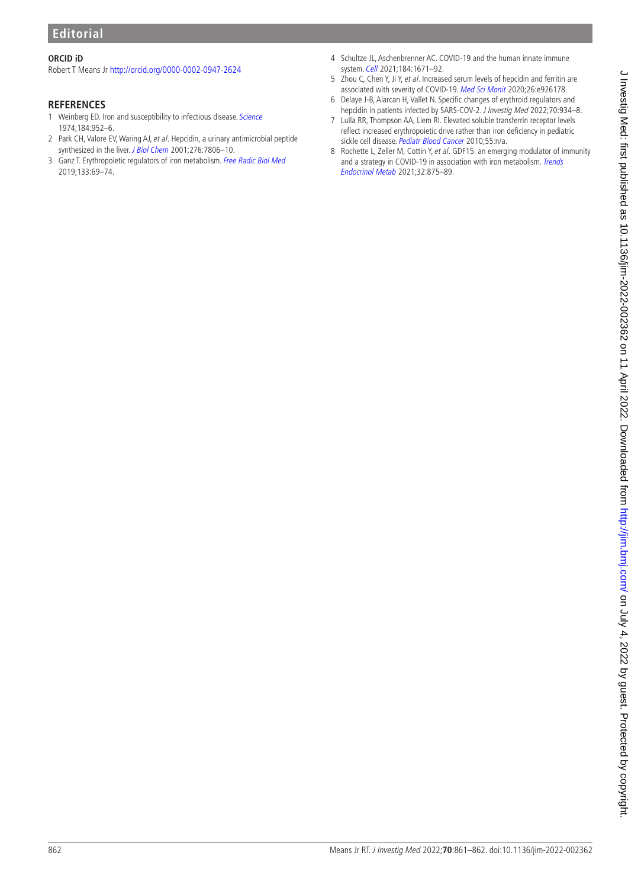**ORCID iD**

Robert T Means Jr http://orcid.org/0000-0002-0947-2624

## REFERENCES

1. Weinberg ED. Iron and susceptibility to infectious disease. *Science* 1974;184:952–6.
2. Park CH, Valore EV, Waring AJ, *et al*. Hepcidin, a urinary antimicrobial peptide synthesized in the liver. *J Biol Chem* 2001;276:7806–10.
3. Ganz T. Erythropoietic regulators of iron metabolism. *Free Radic Biol Med* 2019;133:69–74.
4. Schultze JL, Aschenbrenner AC. COVID-19 and the human innate immune system. *Cell* 2021;184:1671–92.
5. Zhou C, Chen Y, Ji Y, *et al*. Increased serum levels of hepcidin and ferritin are associated with severity of COVID-19. *Med Sci Monit* 2020;26:e926178.
6. Delaye J-B, Alarcan H, Vallet N. Specific changes of erythroid regulators and hepcidin in patients infected by SARS-COV-2. *J Investig Med* 2022;70:934–8.
7. Lulla RR, Thompson AA, Liem RI. Elevated soluble transferrin receptor levels reflect increased erythropoietic drive rather than iron deficiency in pediatric sickle cell disease. *Pediatr Blood Cancer* 2010;55:n/a.
8. Rochette L, Zeller M, Cottin Y, *et al*. GDF15: an emerging modulator of immunity and a strategy in COVID-19 in association with iron metabolism. *Trends Endocrinol Metab* 2021;32:875–89.